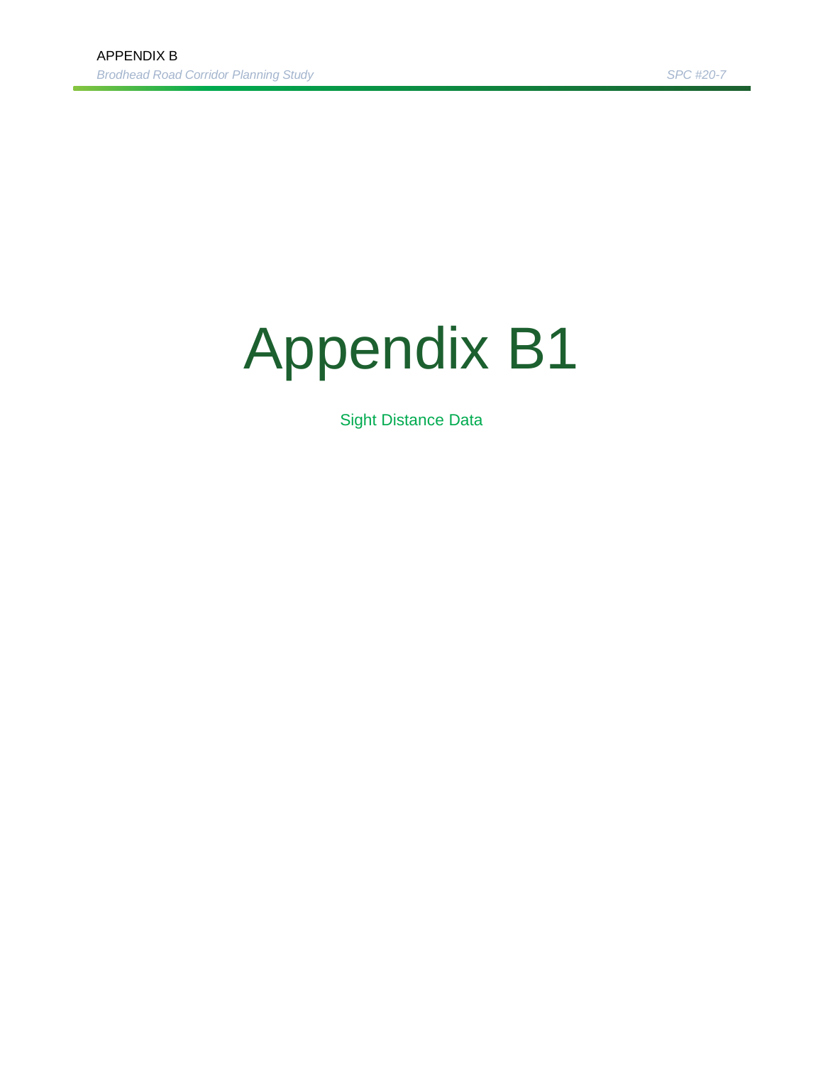# Appendix B1

Sight Distance Data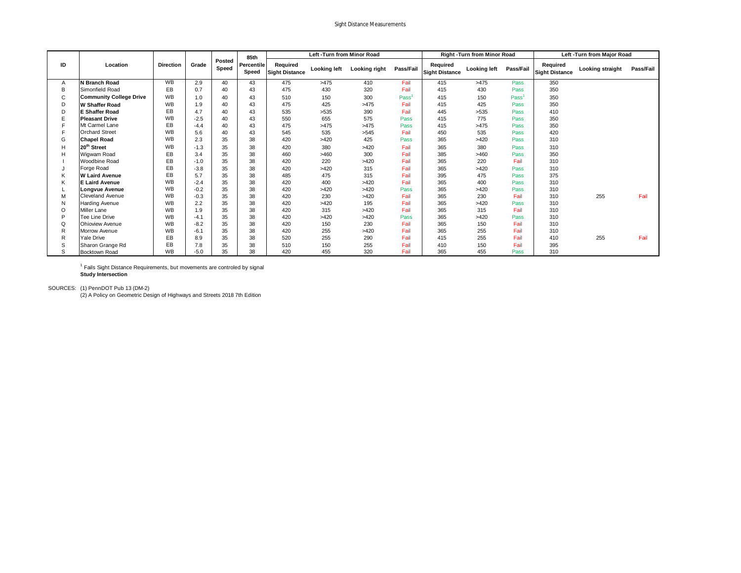# Sight Distance Measurements

| ID | Location | Direction | Grade | Posted Speed | 85th Percentile Speed | Left -Turn from Minor Road | | | | Right -Turn from Minor Road | | | Left -Turn from Major Road | | |
|---|---|---|---|---|---|---|---|---|---|---|---|---|---|---|---|
| | | | | | | Required Sight Distance | Looking left | Looking right | Pass/Fail | Required Sight Distance | Looking left | Pass/Fail | Required Sight Distance | Looking straight | Pass/Fail |
| A | **N Branch Road** | WB | 2.9 | 40 | 43 | 475 | >475 | 410 | Fail | 415 | >475 | Pass | 350 | | |
| B | Simonfield Road | EB | 0.7 | 40 | 43 | 475 | 430 | 320 | Fail | 415 | 430 | Pass | 350 | | |
| C | **Community College Drive** | WB | 1.0 | 40 | 43 | 510 | 150 | 300 | Pass[1] | 415 | 150 | Pass[1] | 350 | | |
| D | **W Shaffer Road** | WB | 1.9 | 40 | 43 | 475 | 425 | >475 | Fail | 415 | 425 | Pass | 350 | | |
| D | **E Shaffer Road** | EB | 4.7 | 40 | 43 | 535 | >535 | 390 | Fail | 445 | >535 | Pass | 410 | | |
| E | **Pleasant Drive** | WB | -2.5 | 40 | 43 | 550 | 655 | 575 | Pass | 415 | 775 | Pass | 350 | | |
| F | Mt Carmel Lane | EB | -4.4 | 40 | 43 | 475 | >475 | >475 | Pass | 415 | >475 | Pass | 350 | | |
| F | Orchard Street | WB | 5.6 | 40 | 43 | 545 | 535 | >545 | Fail | 450 | 535 | Pass | 420 | | |
| G | **Chapel Road** | WB | 2.3 | 35 | 38 | 420 | >420 | 425 | Pass | 365 | >420 | Pass | 310 | | |
| H | **20th Street** | WB | -1.3 | 35 | 38 | 420 | 380 | >420 | Fail | 365 | 380 | Pass | 310 | | |
| H | Wigwam Road | EB | 3.4 | 35 | 38 | 460 | >460 | 300 | Fail | 385 | >460 | Pass | 350 | | |
| I | Woodbine Road | EB | -1.0 | 35 | 38 | 420 | 220 | >420 | Fail | 365 | 220 | Fail | 310 | | |
| J | Forge Road | EB | -3.8 | 35 | 38 | 420 | >420 | 315 | Fail | 365 | >420 | Pass | 310 | | |
| K | **W Laird Avenue** | EB | 5.7 | 35 | 38 | 485 | 475 | 315 | Fail | 395 | 475 | Pass | 375 | | |
| K | **E Laird Avenue** | WB | -2.4 | 35 | 38 | 420 | 400 | >420 | Fail | 365 | 400 | Pass | 310 | | |
| L | **Longvue Avenue** | WB | -0.2 | 35 | 38 | 420 | >420 | >420 | Pass | 365 | >420 | Pass | 310 | | |
| M | Cleveland Avenue | WB | -0.3 | 35 | 38 | 420 | 230 | >420 | Fail | 365 | 230 | Fail | 310 | 255 | Fail |
| N | Harding Avenue | WB | 2.2 | 35 | 38 | 420 | >420 | 195 | Fail | 365 | >420 | Pass | 310 | | |
| O | Miller Lane | WB | 1.9 | 35 | 38 | 420 | 315 | >420 | Fail | 365 | 315 | Fail | 310 | | |
| P | Tee Line Drive | WB | -4.1 | 35 | 38 | 420 | >420 | >420 | Pass | 365 | >420 | Pass | 310 | | |
| Q | Ohioview Avenue | WB | -8.2 | 35 | 38 | 420 | 150 | 230 | Fail | 365 | 150 | Fail | 310 | | |
| R | Morrow Avenue | WB | -6.1 | 35 | 38 | 420 | 255 | >420 | Fail | 365 | 255 | Fail | 310 | | |
| R | Yale Drive | EB | 8.9 | 35 | 38 | 520 | 255 | 290 | Fail | 415 | 255 | Fail | 410 | 255 | Fail |
| S | Sharon Grange Rd | EB | 7.8 | 35 | 38 | 510 | 150 | 255 | Fail | 410 | 150 | Fail | 395 | | |
| S | Bocktown Road | WB | -5.0 | 35 | 38 | 420 | 455 | 320 | Fail | 365 | 455 | Pass | 310 | | |

[1] Fails Sight Distance Requirements, but movements are controled by signal

**Study Intersection**

SOURCES: (1) PennDOT Pub 13 (DM-2)
(2) A Policy on Geometric Design of Highways and Streets 2018 7th Edition